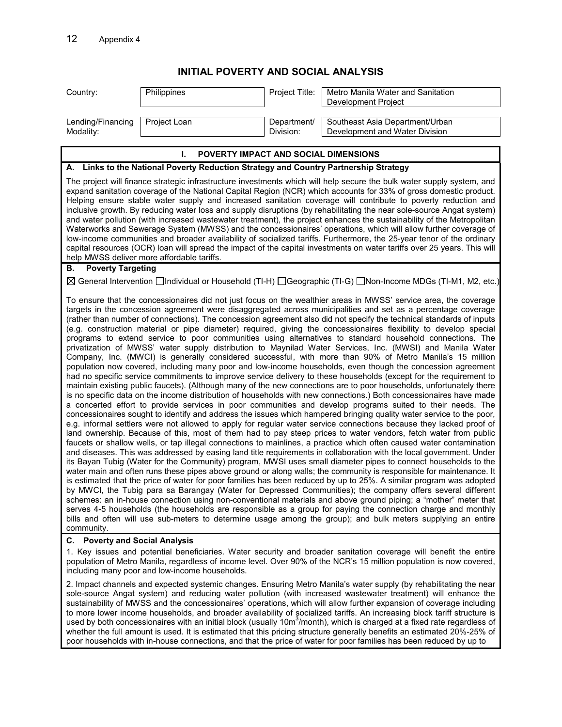# INITIAL POVERTY AND SOCIAL ANALYSIS

| Country: | Philippines | Project Title: | Metro Manila Water and Sanitation Development Project |
|---|---|---|---|
| Lending/Financing Modality: | Project Loan | Department/ Division: | Southeast Asia Department/Urban Development and Water Division |

## I. POVERTY IMPACT AND SOCIAL DIMENSIONS

### A. Links to the National Poverty Reduction Strategy and Country Partnership Strategy

The project will finance strategic infrastructure investments which will help secure the bulk water supply system, and expand sanitation coverage of the National Capital Region (NCR) which accounts for 33% of gross domestic product. Helping ensure stable water supply and increased sanitation coverage will contribute to poverty reduction and inclusive growth. By reducing water loss and supply disruptions (by rehabilitating the near sole-source Angat system) and water pollution (with increased wastewater treatment), the project enhances the sustainability of the Metropolitan Waterworks and Sewerage System (MWSS) and the concessionaires' operations, which will allow further coverage of low-income communities and broader availability of socialized tariffs. Furthermore, the 25-year tenor of the ordinary capital resources (OCR) loan will spread the impact of the capital investments on water tariffs over 25 years. This will help MWSS deliver more affordable tariffs.

### B. Poverty Targeting

☒ General Intervention ☐Individual or Household (TI-H) ☐Geographic (TI-G) ☐Non-Income MDGs (TI-M1, M2, etc.)

To ensure that the concessionaires did not just focus on the wealthier areas in MWSS' service area, the coverage targets in the concession agreement were disaggregated across municipalities and set as a percentage coverage (rather than number of connections). The concession agreement also did not specify the technical standards of inputs (e.g. construction material or pipe diameter) required, giving the concessionaires flexibility to develop special programs to extend service to poor communities using alternatives to standard household connections. The privatization of MWSS' water supply distribution to Maynilad Water Services, Inc. (MWSI) and Manila Water Company, Inc. (MWCI) is generally considered successful, with more than 90% of Metro Manila's 15 million population now covered, including many poor and low-income households, even though the concession agreement had no specific service commitments to improve service delivery to these households (except for the requirement to maintain existing public faucets). (Although many of the new connections are to poor households, unfortunately there is no specific data on the income distribution of households with new connections.) Both concessionaires have made a concerted effort to provide services in poor communities and develop programs suited to their needs. The concessionaires sought to identify and address the issues which hampered bringing quality water service to the poor, e.g. informal settlers were not allowed to apply for regular water service connections because they lacked proof of land ownership. Because of this, most of them had to pay steep prices to water vendors, fetch water from public faucets or shallow wells, or tap illegal connections to mainlines, a practice which often caused water contamination and diseases. This was addressed by easing land title requirements in collaboration with the local government. Under its Bayan Tubig (Water for the Community) program, MWSI uses small diameter pipes to connect households to the water main and often runs these pipes above ground or along walls; the community is responsible for maintenance. It is estimated that the price of water for poor families has been reduced by up to 25%. A similar program was adopted by MWCI, the Tubig para sa Barangay (Water for Depressed Communities); the company offers several different schemes: an in-house connection using non-conventional materials and above ground piping; a "mother" meter that serves 4-5 households (the households are responsible as a group for paying the connection charge and monthly bills and often will use sub-meters to determine usage among the group); and bulk meters supplying an entire community.

### C. Poverty and Social Analysis

1. Key issues and potential beneficiaries. Water security and broader sanitation coverage will benefit the entire population of Metro Manila, regardless of income level. Over 90% of the NCR's 15 million population is now covered, including many poor and low-income households.

2. Impact channels and expected systemic changes. Ensuring Metro Manila's water supply (by rehabilitating the near sole-source Angat system) and reducing water pollution (with increased wastewater treatment) will enhance the sustainability of MWSS and the concessionaires' operations, which will allow further expansion of coverage including to more lower income households, and broader availability of socialized tariffs. An increasing block tariff structure is used by both concessionaires with an initial block (usually $10m^3$/month), which is charged at a fixed rate regardless of whether the full amount is used. It is estimated that this pricing structure generally benefits an estimated 20%-25% of poor households with in-house connections, and that the price of water for poor families has been reduced by up to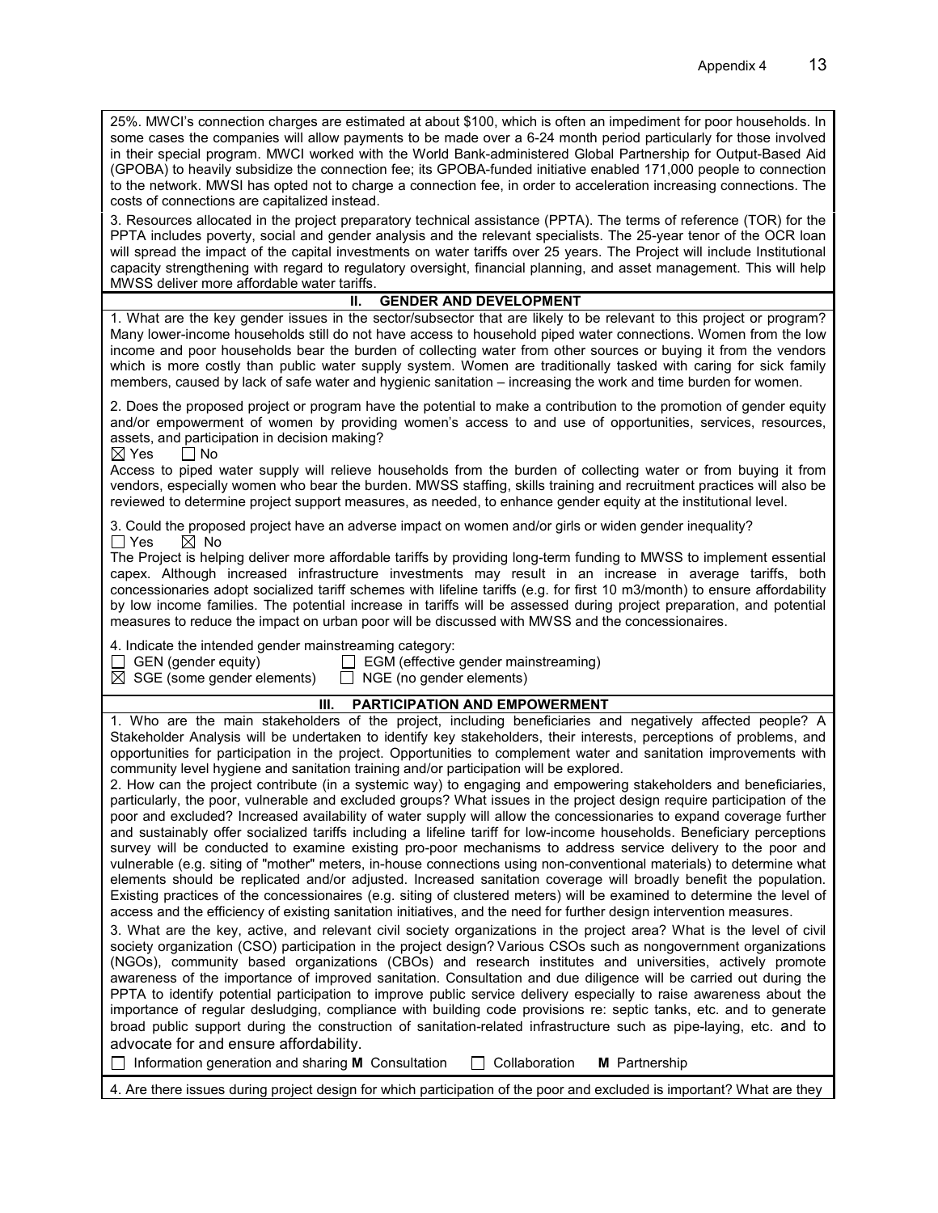25%. MWCI's connection charges are estimated at about $100, which is often an impediment for poor households. In some cases the companies will allow payments to be made over a 6-24 month period particularly for those involved in their special program. MWCI worked with the World Bank-administered Global Partnership for Output-Based Aid (GPOBA) to heavily subsidize the connection fee; its GPOBA-funded initiative enabled 171,000 people to connection to the network. MWSI has opted not to charge a connection fee, in order to acceleration increasing connections. The costs of connections are capitalized instead.

3. Resources allocated in the project preparatory technical assistance (PPTA). The terms of reference (TOR) for the PPTA includes poverty, social and gender analysis and the relevant specialists. The 25-year tenor of the OCR loan will spread the impact of the capital investments on water tariffs over 25 years. The Project will include Institutional capacity strengthening with regard to regulatory oversight, financial planning, and asset management. This will help MWSS deliver more affordable water tariffs.

## II. GENDER AND DEVELOPMENT

1. What are the key gender issues in the sector/subsector that are likely to be relevant to this project or program? Many lower-income households still do not have access to household piped water connections. Women from the low income and poor households bear the burden of collecting water from other sources or buying it from the vendors which is more costly than public water supply system. Women are traditionally tasked with caring for sick family members, caused by lack of safe water and hygienic sanitation – increasing the work and time burden for women.

2. Does the proposed project or program have the potential to make a contribution to the promotion of gender equity and/or empowerment of women by providing women's access to and use of opportunities, services, resources, assets, and participation in decision making?

☒ Yes ☐ No

Access to piped water supply will relieve households from the burden of collecting water or from buying it from vendors, especially women who bear the burden. MWSS staffing, skills training and recruitment practices will also be reviewed to determine project support measures, as needed, to enhance gender equity at the institutional level.

3. Could the proposed project have an adverse impact on women and/or girls or widen gender inequality?

☐ Yes ☒ No

The Project is helping deliver more affordable tariffs by providing long-term funding to MWSS to implement essential capex. Although increased infrastructure investments may result in an increase in average tariffs, both concessionaries adopt socialized tariff schemes with lifeline tariffs (e.g. for first 10 m3/month) to ensure affordability by low income families. The potential increase in tariffs will be assessed during project preparation, and potential measures to reduce the impact on urban poor will be discussed with MWSS and the concessionaires.

4. Indicate the intended gender mainstreaming category:

☐ GEN (gender equity) ☐ EGM (effective gender mainstreaming)
☒ SGE (some gender elements) ☐ NGE (no gender elements)

## III. PARTICIPATION AND EMPOWERMENT

1. Who are the main stakeholders of the project, including beneficiaries and negatively affected people? A Stakeholder Analysis will be undertaken to identify key stakeholders, their interests, perceptions of problems, and opportunities for participation in the project. Opportunities to complement water and sanitation improvements with community level hygiene and sanitation training and/or participation will be explored.

2. How can the project contribute (in a systemic way) to engaging and empowering stakeholders and beneficiaries, particularly, the poor, vulnerable and excluded groups? What issues in the project design require participation of the poor and excluded? Increased availability of water supply will allow the concessionaries to expand coverage further and sustainably offer socialized tariffs including a lifeline tariff for low-income households. Beneficiary perceptions survey will be conducted to examine existing pro-poor mechanisms to address service delivery to the poor and vulnerable (e.g. siting of "mother" meters, in-house connections using non-conventional materials) to determine what elements should be replicated and/or adjusted. Increased sanitation coverage will broadly benefit the population. Existing practices of the concessionaires (e.g. siting of clustered meters) will be examined to determine the level of access and the efficiency of existing sanitation initiatives, and the need for further design intervention measures.

3. What are the key, active, and relevant civil society organizations in the project area? What is the level of civil society organization (CSO) participation in the project design? Various CSOs such as nongovernment organizations (NGOs), community based organizations (CBOs) and research institutes and universities, actively promote awareness of the importance of improved sanitation. Consultation and due diligence will be carried out during the PPTA to identify potential participation to improve public service delivery especially to raise awareness about the importance of regular desludging, compliance with building code provisions re: septic tanks, etc. and to generate broad public support during the construction of sanitation-related infrastructure such as pipe-laying, etc. and to advocate for and ensure affordability.

☐ Information generation and sharing **M** Consultation ☐ Collaboration **M** Partnership

4. Are there issues during project design for which participation of the poor and excluded is important? What are they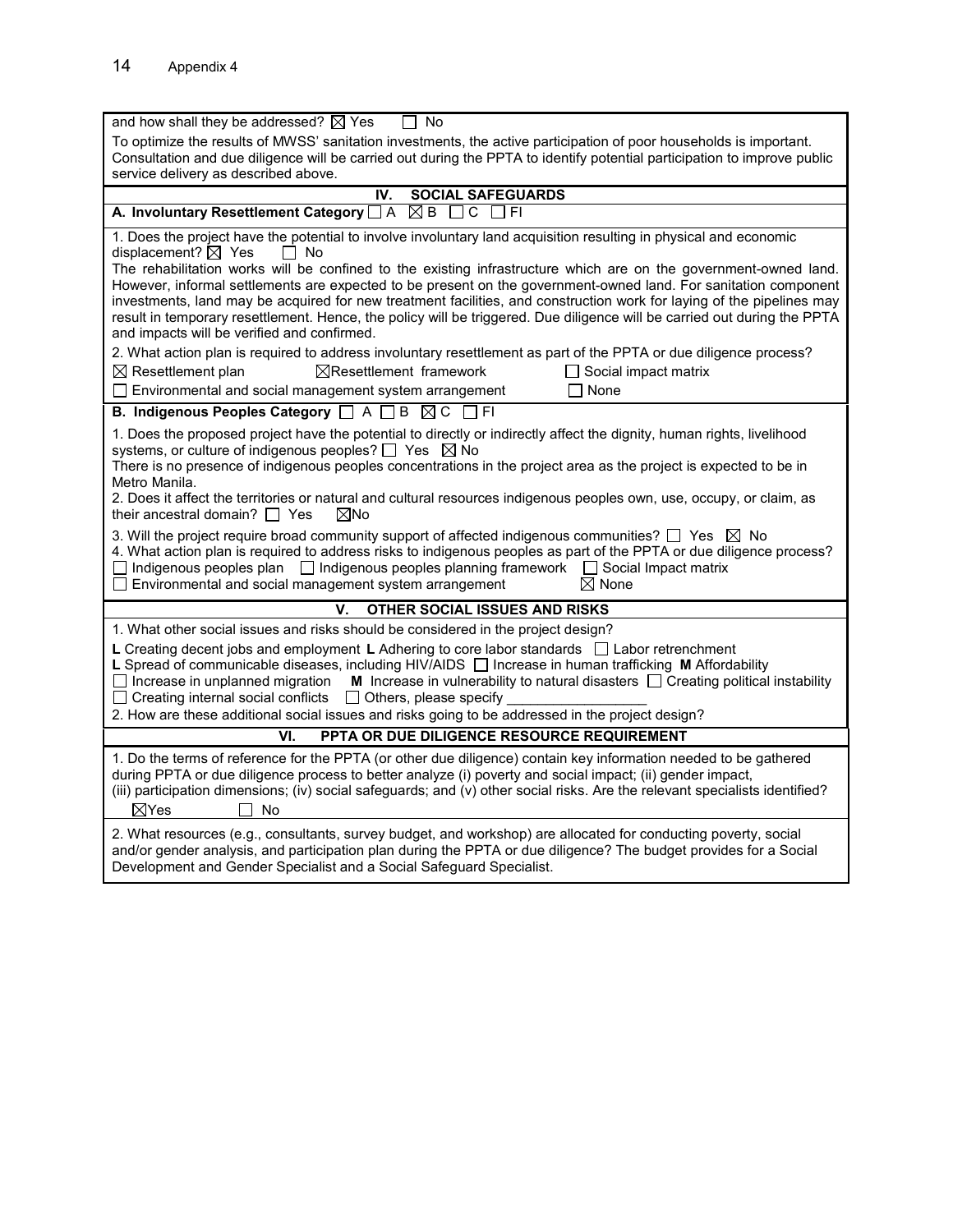and how shall they be addressed? ☒ Yes ☐ No

To optimize the results of MWSS' sanitation investments, the active participation of poor households is important. Consultation and due diligence will be carried out during the PPTA to identify potential participation to improve public service delivery as described above.

## IV. SOCIAL SAFEGUARDS

**A. Involuntary Resettlement Category** ☐ A ☒ B ☐ C ☐ FI

1. Does the project have the potential to involve involuntary land acquisition resulting in physical and economic displacement? ☒ Yes ☐ No

The rehabilitation works will be confined to the existing infrastructure which are on the government-owned land. However, informal settlements are expected to be present on the government-owned land. For sanitation component investments, land may be acquired for new treatment facilities, and construction work for laying of the pipelines may result in temporary resettlement. Hence, the policy will be triggered. Due diligence will be carried out during the PPTA and impacts will be verified and confirmed.

2. What action plan is required to address involuntary resettlement as part of the PPTA or due diligence process?

☒ Resettlement plan ☒ Resettlement framework ☐ Social impact matrix
☐ Environmental and social management system arrangement ☐ None

**B. Indigenous Peoples Category** ☐ A ☐ B ☒ C ☐ FI

1. Does the proposed project have the potential to directly or indirectly affect the dignity, human rights, livelihood systems, or culture of indigenous peoples? ☐ Yes ☒ No

There is no presence of indigenous peoples concentrations in the project area as the project is expected to be in Metro Manila.

2. Does it affect the territories or natural and cultural resources indigenous peoples own, use, occupy, or claim, as their ancestral domain? ☐ Yes ☒ No

3. Will the project require broad community support of affected indigenous communities? ☐ Yes ☒ No

4. What action plan is required to address risks to indigenous peoples as part of the PPTA or due diligence process?

☐ Indigenous peoples plan ☐ Indigenous peoples planning framework ☐ Social Impact matrix
☐ Environmental and social management system arrangement ☒ None

## V. OTHER SOCIAL ISSUES AND RISKS

1. What other social issues and risks should be considered in the project design?

**L** Creating decent jobs and employment **L** Adhering to core labor standards ☐ Labor retrenchment
**L** Spread of communicable diseases, including HIV/AIDS ☐ Increase in human trafficking **M** Affordability
☐ Increase in unplanned migration **M** Increase in vulnerability to natural disasters ☐ Creating political instability
☐ Creating internal social conflicts ☐ Others, please specify __________________

2. How are these additional social issues and risks going to be addressed in the project design?

## VI. PPTA OR DUE DILIGENCE RESOURCE REQUIREMENT

1. Do the terms of reference for the PPTA (or other due diligence) contain key information needed to be gathered during PPTA or due diligence process to better analyze (i) poverty and social impact; (ii) gender impact, (iii) participation dimensions; (iv) social safeguards; and (v) other social risks. Are the relevant specialists identified?

☒Yes ☐ No

2. What resources (e.g., consultants, survey budget, and workshop) are allocated for conducting poverty, social and/or gender analysis, and participation plan during the PPTA or due diligence? The budget provides for a Social Development and Gender Specialist and a Social Safeguard Specialist.